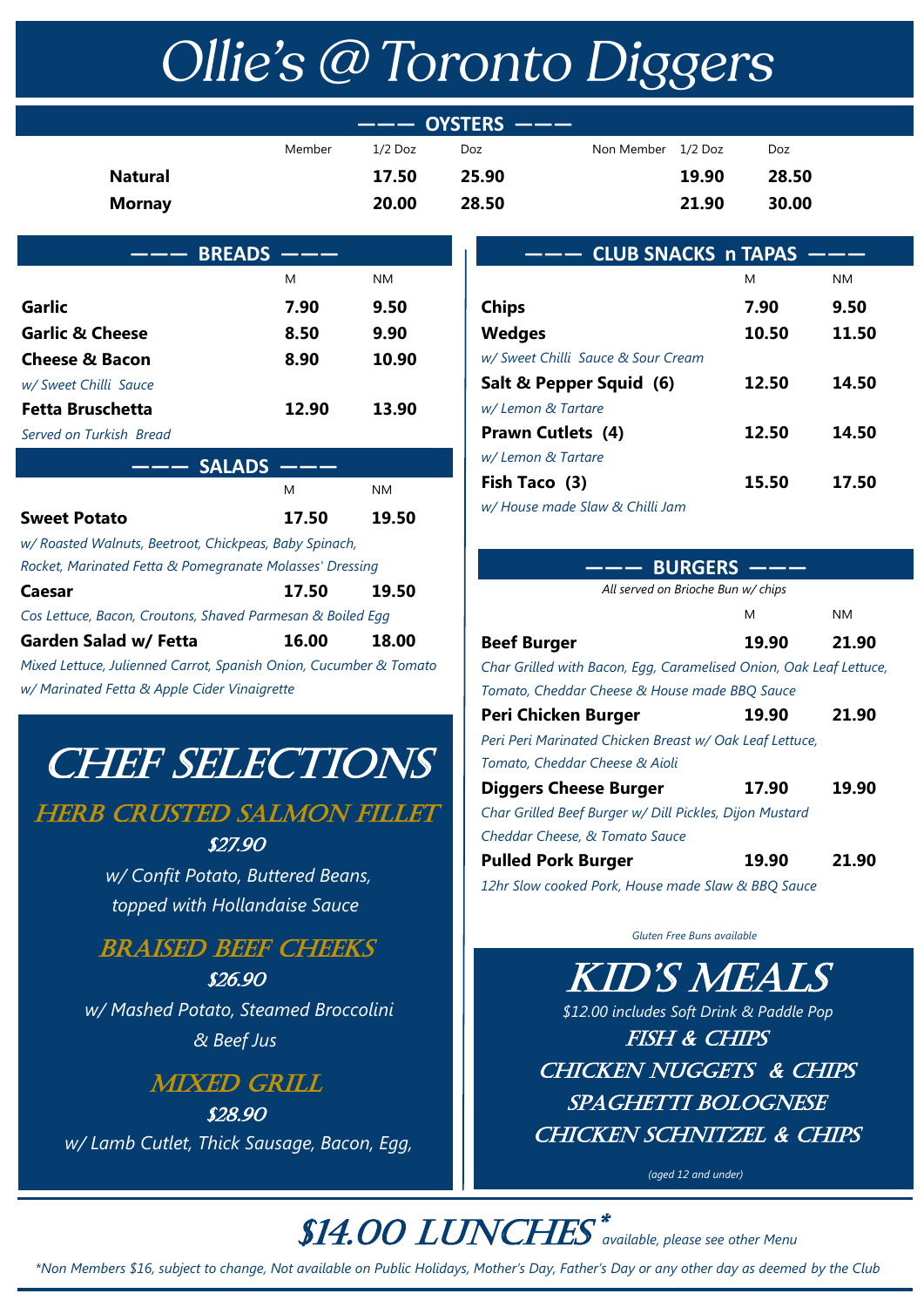# Ollie's @ Toronto Diggers

## OYSTERS

| | Member 1/2 Doz | Member Doz | Non Member 1/2 Doz | Non Member Doz |
|---|---|---|---|---|
| **Natural** | **17.50** | **25.90** | **19.90** | **28.50** |
| **Mornay** | **20.00** | **28.50** | **21.90** | **30.00** |

## BREADS

| | M | NM |
|---|---|---|
| **Garlic** | **7.90** | **9.50** |
| **Garlic & Cheese** | **8.50** | **9.90** |
| **Cheese & Bacon** | **8.90** | **10.90** |
| *w/ Sweet Chilli Sauce* | | |
| **Fetta Bruschetta** | **12.90** | **13.90** |
| *Served on Turkish Bread* | | |

## SALADS

| | M | NM |
|---|---|---|
| **Sweet Potato** | **17.50** | **19.50** |
| *w/ Roasted Walnuts, Beetroot, Chickpeas, Baby Spinach, Rocket, Marinated Feta & Pomegranate Molasses' Dressing* | | |
| **Caesar** | **17.50** | **19.50** |
| *Cos Lettuce, Bacon, Croutons, Shaved Parmesan & Boiled Egg* | | |
| **Garden Salad w/ Fetta** | **16.00** | **18.00** |
| *Mixed Lettuce, Julienned Carrot, Spanish Onion, Cucumber & Tomato w/ Marinated Fetta & Apple Cider Vinaigrette* | | |

## CHEF SELECTIONS

### HERB CRUSTED SALMON FILLET

$27.90

*w/ Confit Potato, Buttered Beans, topped with Hollandaise Sauce*

### BRAISED BEEF CHEEKS

$26.90

*w/ Mashed Potato, Steamed Broccolini & Beef Jus*

### MIXED GRILL

$28.90

*w/ Lamb Cutlet, Thick Sausage, Bacon, Egg,*

## CLUB SNACKS n TAPAS

| | M | NM |
|---|---|---|
| **Chips** | **7.90** | **9.50** |
| **Wedges** | **10.50** | **11.50** |
| *w/ Sweet Chilli Sauce & Sour Cream* | | |
| **Salt & Pepper Squid (6)** | **12.50** | **14.50** |
| *w/ Lemon & Tartare* | | |
| **Prawn Cutlets (4)** | **12.50** | **14.50** |
| *w/ Lemon & Tartare* | | |
| **Fish Taco (3)** | **15.50** | **17.50** |
| *w/ House made Slaw & Chilli Jam* | | |

## BURGERS

*All served on Brioche Bun w/ chips*

| | M | NM |
|---|---|---|
| **Beef Burger** | **19.90** | **21.90** |
| *Char Grilled with Bacon, Egg, Caramelised Onion, Oak Leaf Lettuce, Tomato, Cheddar Cheese & House made BBQ Sauce* | | |
| **Peri Chicken Burger** | **19.90** | **21.90** |
| *Peri Peri Marinated Chicken Breast w/ Oak Leaf Lettuce, Tomato, Cheddar Cheese & Aioli* | | |
| **Diggers Cheese Burger** | **17.90** | **19.90** |
| *Char Grilled Beef Burger w/ Dill Pickles, Dijon Mustard Cheddar Cheese, & Tomato Sauce* | | |
| **Pulled Pork Burger** | **19.90** | **21.90** |
| *12hr Slow cooked Pork, House made Slaw & BBQ Sauce* | | |

*Gluten Free Buns available*

## KID'S MEALS

*$12.00 includes Soft Drink & Paddle Pop*

FISH & CHIPS

CHICKEN NUGGETS & CHIPS

SPAGHETTI BOLOGNESE

CHICKEN SCHNITZEL & CHIPS

*(aged 12 and under)*

## $14.00 LUNCHES* *available, please see other Menu*

*\*Non Members $16, subject to change, Not available on Public Holidays, Mother's Day, Father's Day or any other day as deemed by the Club*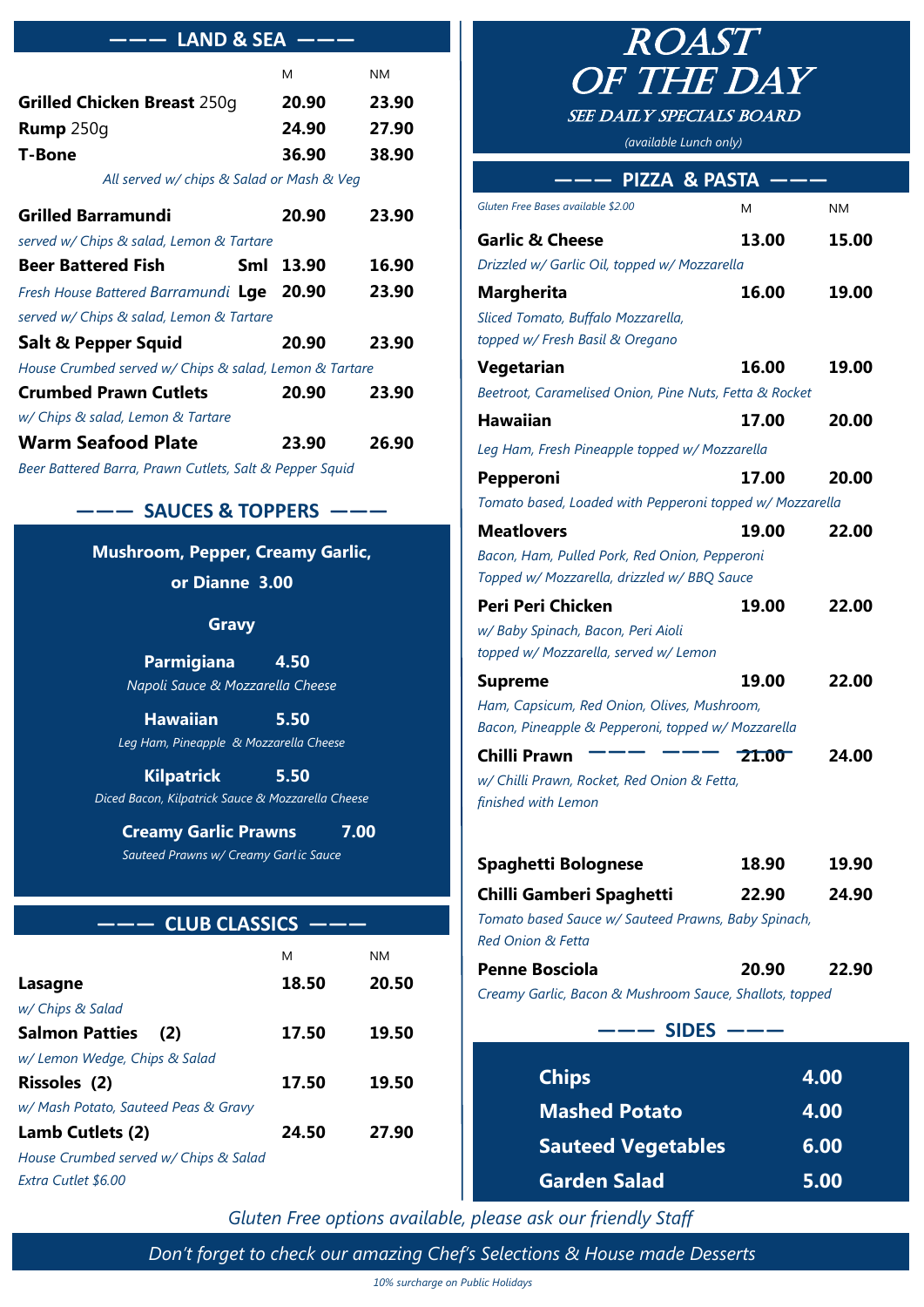## LAND & SEA

| | M | NM |
|---|---|---|
| **Grilled Chicken Breast** 250g | 20.90 | 23.90 |
| **Rump** 250g | 24.90 | 27.90 |
| **T-Bone** | 36.90 | 38.90 |

*All served w/ chips & Salad or Mash & Veg*

| | | M | NM |
|---|---|---|---|
| **Grilled Barramundi** | | 20.90 | 23.90 |
| *served w/ Chips & salad, Lemon & Tartare* | | | |
| **Beer Battered Fish** | Sml | 13.90 | 16.90 |
| *Fresh House Battered Barramundi* | Lge | 20.90 | 23.90 |
| *served w/ Chips & salad, Lemon & Tartare* | | | |
| **Salt & Pepper Squid** | | 20.90 | 23.90 |
| *House Crumbed served w/ Chips & salad, Lemon & Tartare* | | | |
| **Crumbed Prawn Cutlets** | | 20.90 | 23.90 |
| *w/ Chips & salad, Lemon & Tartare* | | | |
| **Warm Seafood Plate** | | 23.90 | 26.90 |
| *Beer Battered Barra, Prawn Cutlets, Salt & Pepper Squid* | | | |

## SAUCES & TOPPERS

**Mushroom, Pepper, Creamy Garlic, or Dianne 3.00**

**Gravy**

**Parmigiana 4.50**
*Napoli Sauce & Mozzarella Cheese*

**Hawaiian 5.50**
*Leg Ham, Pineapple & Mozzarella Cheese*

**Kilpatrick 5.50**
*Diced Bacon, Kilpatrick Sauce & Mozzarella Cheese*

**Creamy Garlic Prawns 7.00**
*Sauteed Prawns w/ Creamy Garlic Sauce*

## CLUB CLASSICS

| | M | NM |
|---|---|---|
| **Lasagne** | 18.50 | 20.50 |
| *w/ Chips & Salad* | | |
| **Salmon Patties (2)** | 17.50 | 19.50 |
| *w/ Lemon Wedge, Chips & Salad* | | |
| **Rissoles (2)** | 17.50 | 19.50 |
| *w/ Mash Potato, Sauteed Peas & Gravy* | | |
| **Lamb Cutlets (2)** | 24.50 | 27.90 |
| *House Crumbed served w/ Chips & Salad* | | |
| *Extra Cutlet $6.00* | | |

# ROAST OF THE DAY

**SEE DAILY SPECIALS BOARD**

*(available Lunch only)*

## PIZZA & PASTA

*Gluten Free Bases available $2.00*

| | M | NM |
|---|---|---|
| **Garlic & Cheese** | 13.00 | 15.00 |
| *Drizzled w/ Garlic Oil, topped w/ Mozzarella* | | |
| **Margherita** | 16.00 | 19.00 |
| *Sliced Tomato, Buffalo Mozzarella, topped w/ Fresh Basil & Oregano* | | |
| **Vegetarian** | 16.00 | 19.00 |
| *Beetroot, Caramelised Onion, Pine Nuts, Fetta & Rocket* | | |
| **Hawaiian** | 17.00 | 20.00 |
| *Leg Ham, Fresh Pineapple topped w/ Mozzarella* | | |
| **Pepperoni** | 17.00 | 20.00 |
| *Tomato based, Loaded with Pepperoni topped w/ Mozzarella* | | |
| **Meatlovers** | 19.00 | 22.00 |
| *Bacon, Ham, Pulled Pork, Red Onion, Pepperoni Topped w/ Mozzarella, drizzled w/ BBQ Sauce* | | |
| **Peri Peri Chicken** | 19.00 | 22.00 |
| *w/ Baby Spinach, Bacon, Peri Aioli topped w/ Mozzarella, served w/ Lemon* | | |
| **Supreme** | 19.00 | 22.00 |
| *Ham, Capsicum, Red Onion, Olives, Mushroom, Bacon, Pineapple & Pepperoni, topped w/ Mozzarella* | | |
| **Chilli Prawn** | ~~21.00~~ | 24.00 |
| *w/ Chilli Prawn, Rocket, Red Onion & Fetta, finished with Lemon* | | |
| **Spaghetti Bolognese** | 18.90 | 19.90 |
| **Chilli Gamberi Spaghetti** | 22.90 | 24.90 |
| *Tomato based Sauce w/ Sauteed Prawns, Baby Spinach, Red Onion & Fetta* | | |
| **Penne Bosciola** | 20.90 | 22.90 |
| *Creamy Garlic, Bacon & Mushroom Sauce, Shallots, topped* | | |

## SIDES

| | |
|---|---|
| **Chips** | 4.00 |
| **Mashed Potato** | 4.00 |
| **Sauteed Vegetables** | 6.00 |
| **Garden Salad** | 5.00 |

*Gluten Free options available, please ask our friendly Staff*

*Don't forget to check our amazing Chef's Selections & House made Desserts*

*10% surcharge on Public Holidays*